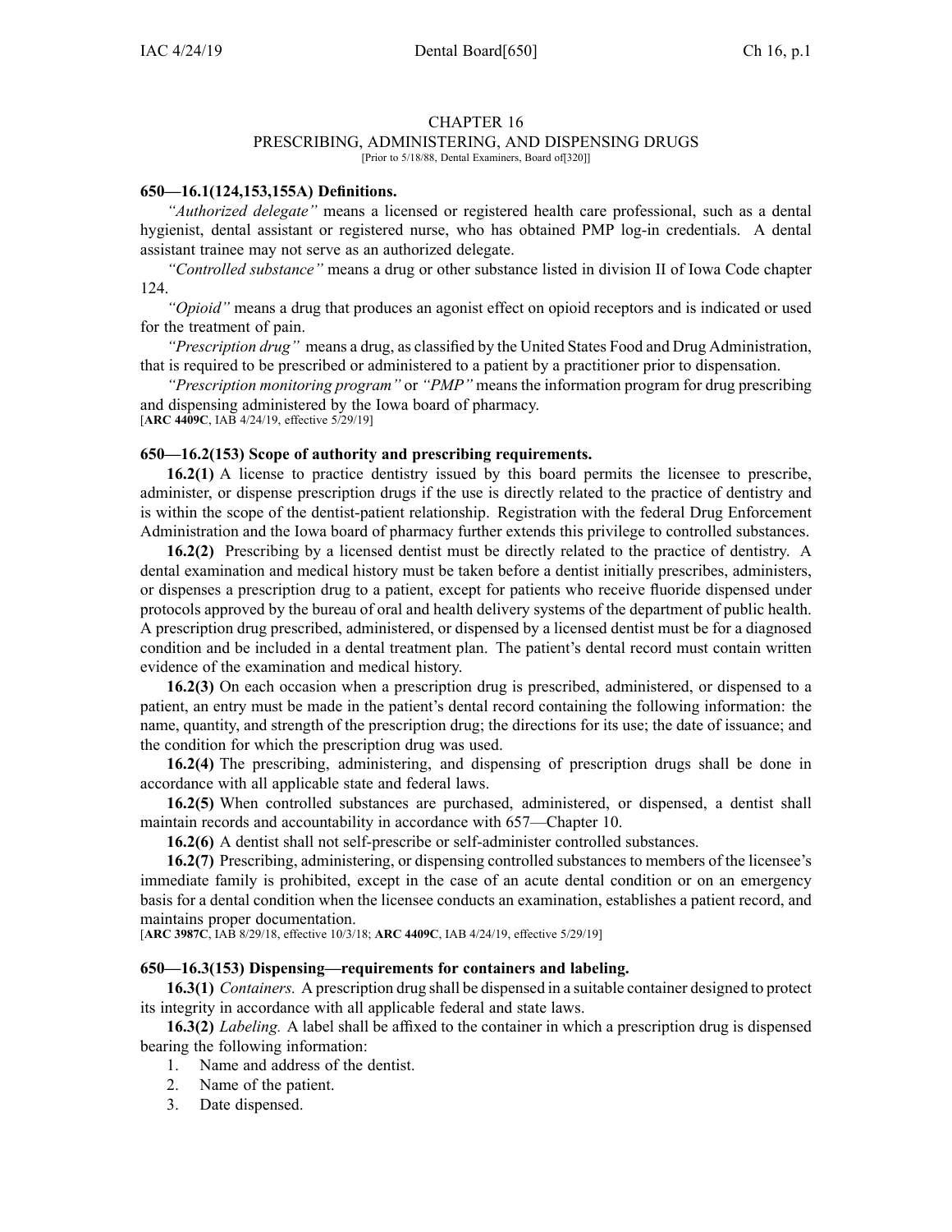# CHAPTER 16

## PRESCRIBING, ADMINISTERING, AND DISPENSING DRUGS

[Prior to 5/18/88, Dental Examiners, Board of[320]]

### 650—16.1(124,153,155A) Definitions.

*"Authorized delegate"* means a licensed or registered health care professional, such as a dental hygienist, dental assistant or registered nurse, who has obtained PMP log-in credentials. A dental assistant trainee may not serve as an authorized delegate.

*"Controlled substance"* means a drug or other substance listed in division II of Iowa Code chapter 124.

*"Opioid"* means a drug that produces an agonist effect on opioid receptors and is indicated or used for the treatment of pain.

*"Prescription drug"* means a drug, as classified by the United States Food and Drug Administration, that is required to be prescribed or administered to a patient by a practitioner prior to dispensation.

*"Prescription monitoring program"* or *"PMP"* means the information program for drug prescribing and dispensing administered by the Iowa board of pharmacy.

[**ARC 4409C**, IAB 4/24/19, effective 5/29/19]

### 650—16.2(153) Scope of authority and prescribing requirements.

**16.2(1)** A license to practice dentistry issued by this board permits the licensee to prescribe, administer, or dispense prescription drugs if the use is directly related to the practice of dentistry and is within the scope of the dentist-patient relationship. Registration with the federal Drug Enforcement Administration and the Iowa board of pharmacy further extends this privilege to controlled substances.

**16.2(2)** Prescribing by a licensed dentist must be directly related to the practice of dentistry. A dental examination and medical history must be taken before a dentist initially prescribes, administers, or dispenses a prescription drug to a patient, except for patients who receive fluoride dispensed under protocols approved by the bureau of oral and health delivery systems of the department of public health. A prescription drug prescribed, administered, or dispensed by a licensed dentist must be for a diagnosed condition and be included in a dental treatment plan. The patient's dental record must contain written evidence of the examination and medical history.

**16.2(3)** On each occasion when a prescription drug is prescribed, administered, or dispensed to a patient, an entry must be made in the patient's dental record containing the following information: the name, quantity, and strength of the prescription drug; the directions for its use; the date of issuance; and the condition for which the prescription drug was used.

**16.2(4)** The prescribing, administering, and dispensing of prescription drugs shall be done in accordance with all applicable state and federal laws.

**16.2(5)** When controlled substances are purchased, administered, or dispensed, a dentist shall maintain records and accountability in accordance with 657—Chapter 10.

**16.2(6)** A dentist shall not self-prescribe or self-administer controlled substances.

**16.2(7)** Prescribing, administering, or dispensing controlled substances to members of the licensee's immediate family is prohibited, except in the case of an acute dental condition or on an emergency basis for a dental condition when the licensee conducts an examination, establishes a patient record, and maintains proper documentation.

[**ARC 3987C**, IAB 8/29/18, effective 10/3/18; **ARC 4409C**, IAB 4/24/19, effective 5/29/19]

### 650—16.3(153) Dispensing—requirements for containers and labeling.

**16.3(1)** *Containers.* A prescription drug shall be dispensed in a suitable container designed to protect its integrity in accordance with all applicable federal and state laws.

**16.3(2)** *Labeling.* A label shall be affixed to the container in which a prescription drug is dispensed bearing the following information:

1. Name and address of the dentist.
2. Name of the patient.
3. Date dispensed.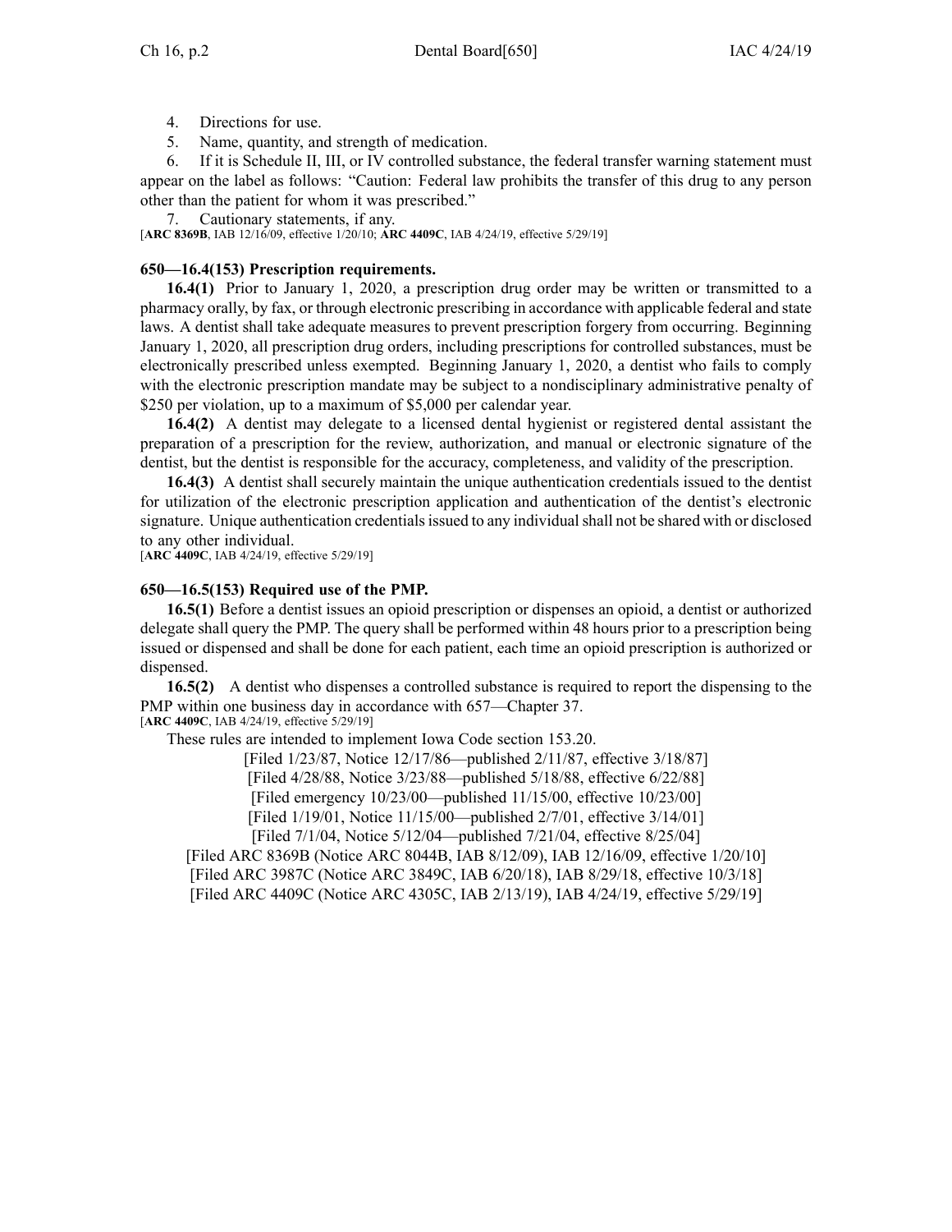4. Directions for use.

5. Name, quantity, and strength of medication.

6. If it is Schedule II, III, or IV controlled substance, the federal transfer warning statement must appear on the label as follows: "Caution: Federal law prohibits the transfer of this drug to any person other than the patient for whom it was prescribed."

7. Cautionary statements, if any.

[**ARC 8369B**, IAB 12/16/09, effective 1/20/10; **ARC 4409C**, IAB 4/24/19, effective 5/29/19]

**650—16.4(153) Prescription requirements.**

**16.4(1)** Prior to January 1, 2020, a prescription drug order may be written or transmitted to a pharmacy orally, by fax, or through electronic prescribing in accordance with applicable federal and state laws. A dentist shall take adequate measures to prevent prescription forgery from occurring. Beginning January 1, 2020, all prescription drug orders, including prescriptions for controlled substances, must be electronically prescribed unless exempted. Beginning January 1, 2020, a dentist who fails to comply with the electronic prescription mandate may be subject to a nondisciplinary administrative penalty of $250 per violation, up to a maximum of $5,000 per calendar year.

**16.4(2)** A dentist may delegate to a licensed dental hygienist or registered dental assistant the preparation of a prescription for the review, authorization, and manual or electronic signature of the dentist, but the dentist is responsible for the accuracy, completeness, and validity of the prescription.

**16.4(3)** A dentist shall securely maintain the unique authentication credentials issued to the dentist for utilization of the electronic prescription application and authentication of the dentist's electronic signature. Unique authentication credentials issued to any individual shall not be shared with or disclosed to any other individual.

[**ARC 4409C**, IAB 4/24/19, effective 5/29/19]

**650—16.5(153) Required use of the PMP.**

**16.5(1)** Before a dentist issues an opioid prescription or dispenses an opioid, a dentist or authorized delegate shall query the PMP. The query shall be performed within 48 hours prior to a prescription being issued or dispensed and shall be done for each patient, each time an opioid prescription is authorized or dispensed.

**16.5(2)** A dentist who dispenses a controlled substance is required to report the dispensing to the PMP within one business day in accordance with 657—Chapter 37.

[**ARC 4409C**, IAB 4/24/19, effective 5/29/19]

These rules are intended to implement Iowa Code section 153.20.

[Filed 1/23/87, Notice 12/17/86—published 2/11/87, effective 3/18/87]
[Filed 4/28/88, Notice 3/23/88—published 5/18/88, effective 6/22/88]
[Filed emergency 10/23/00—published 11/15/00, effective 10/23/00]
[Filed 1/19/01, Notice 11/15/00—published 2/7/01, effective 3/14/01]
[Filed 7/1/04, Notice 5/12/04—published 7/21/04, effective 8/25/04]
[Filed ARC 8369B (Notice ARC 8044B, IAB 8/12/09), IAB 12/16/09, effective 1/20/10]
[Filed ARC 3987C (Notice ARC 3849C, IAB 6/20/18), IAB 8/29/18, effective 10/3/18]
[Filed ARC 4409C (Notice ARC 4305C, IAB 2/13/19), IAB 4/24/19, effective 5/29/19]